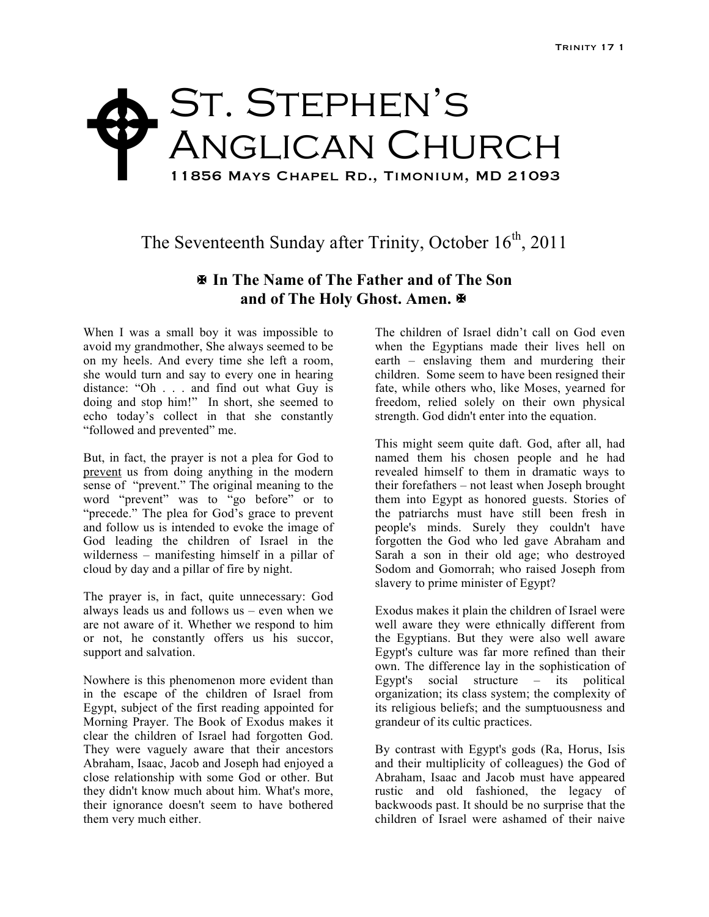# St. Stephen's Anglican Church

11856 Mays Chapel Rd., Timonium, MD 21093

## The Seventeenth Sunday after Trinity, October 16th, 2011

**✠ In The Name of The Father and of The Son and of The Holy Ghost. Amen. ✠**

When I was a small boy it was impossible to avoid my grandmother, She always seemed to be on my heels. And every time she left a room, she would turn and say to every one in hearing distance: "Oh . . . and find out what Guy is doing and stop him!" In short, she seemed to echo today's collect in that she constantly "followed and prevented" me.

But, in fact, the prayer is not a plea for God to prevent us from doing anything in the modern sense of "prevent." The original meaning to the word "prevent" was to "go before" or to "precede." The plea for God's grace to prevent and follow us is intended to evoke the image of God leading the children of Israel in the wilderness – manifesting himself in a pillar of cloud by day and a pillar of fire by night.

The prayer is, in fact, quite unnecessary: God always leads us and follows us – even when we are not aware of it. Whether we respond to him or not, he constantly offers us his succor, support and salvation.

Nowhere is this phenomenon more evident than in the escape of the children of Israel from Egypt, subject of the first reading appointed for Morning Prayer. The Book of Exodus makes it clear the children of Israel had forgotten God. They were vaguely aware that their ancestors Abraham, Isaac, Jacob and Joseph had enjoyed a close relationship with some God or other. But they didn't know much about him. What's more, their ignorance doesn't seem to have bothered them very much either.

The children of Israel didn't call on God even when the Egyptians made their lives hell on earth – enslaving them and murdering their children. Some seem to have been resigned their fate, while others who, like Moses, yearned for freedom, relied solely on their own physical strength. God didn't enter into the equation.

This might seem quite daft. God, after all, had named them his chosen people and he had revealed himself to them in dramatic ways to their forefathers – not least when Joseph brought them into Egypt as honored guests. Stories of the patriarchs must have still been fresh in people's minds. Surely they couldn't have forgotten the God who led gave Abraham and Sarah a son in their old age; who destroyed Sodom and Gomorrah; who raised Joseph from slavery to prime minister of Egypt?

Exodus makes it plain the children of Israel were well aware they were ethnically different from the Egyptians. But they were also well aware Egypt's culture was far more refined than their own. The difference lay in the sophistication of Egypt's social structure – its political organization; its class system; the complexity of its religious beliefs; and the sumptuousness and grandeur of its cultic practices.

By contrast with Egypt's gods (Ra, Horus, Isis and their multiplicity of colleagues) the God of Abraham, Isaac and Jacob must have appeared rustic and old fashioned, the legacy of backwoods past. It should be no surprise that the children of Israel were ashamed of their naive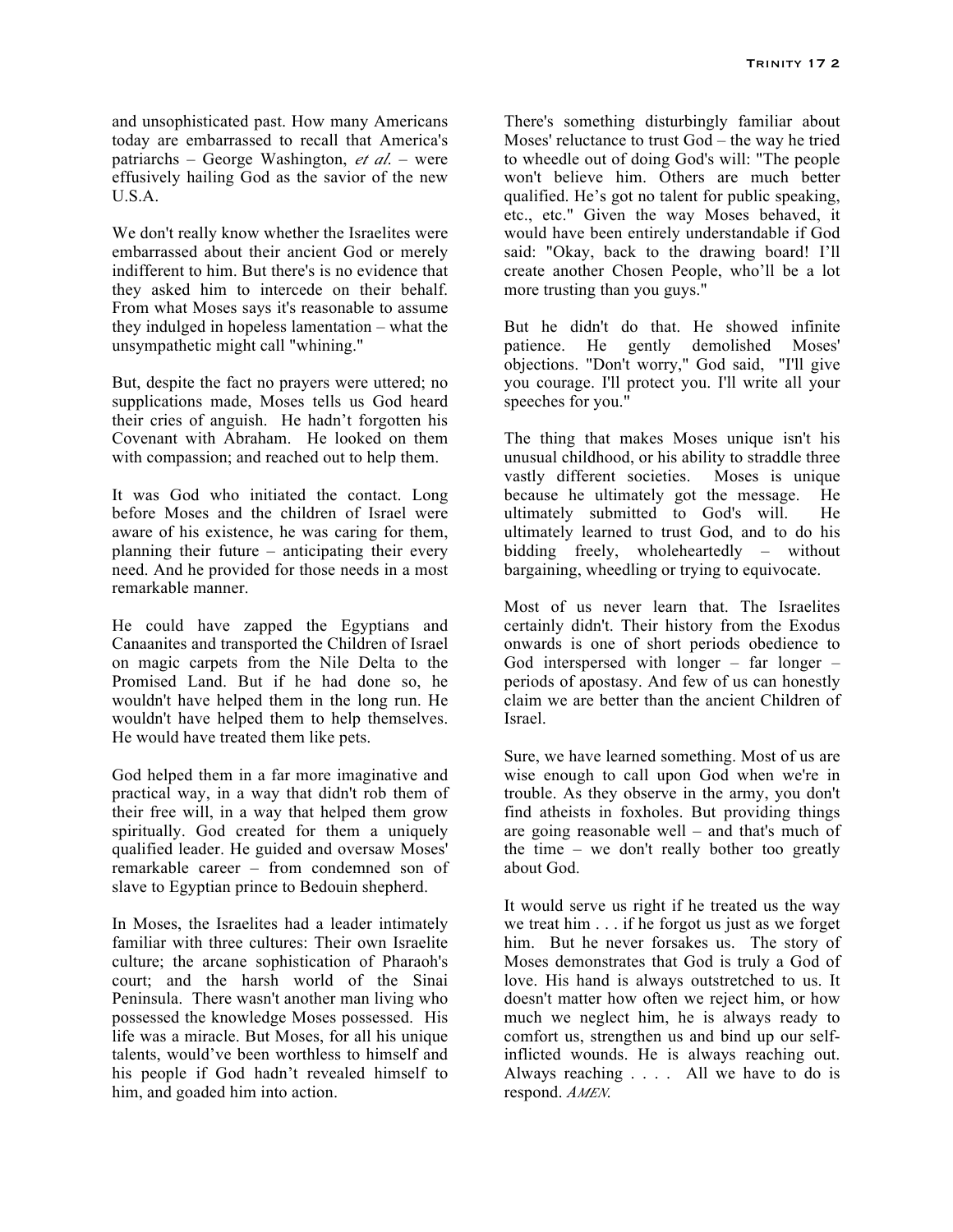and unsophisticated past. How many Americans today are embarrassed to recall that America's patriarchs – George Washington, *et al.* – were effusively hailing God as the savior of the new U.S.A.

We don't really know whether the Israelites were embarrassed about their ancient God or merely indifferent to him. But there's is no evidence that they asked him to intercede on their behalf. From what Moses says it's reasonable to assume they indulged in hopeless lamentation – what the unsympathetic might call "whining."

But, despite the fact no prayers were uttered; no supplications made, Moses tells us God heard their cries of anguish. He hadn't forgotten his Covenant with Abraham. He looked on them with compassion; and reached out to help them.

It was God who initiated the contact. Long before Moses and the children of Israel were aware of his existence, he was caring for them, planning their future – anticipating their every need. And he provided for those needs in a most remarkable manner.

He could have zapped the Egyptians and Canaanites and transported the Children of Israel on magic carpets from the Nile Delta to the Promised Land. But if he had done so, he wouldn't have helped them in the long run. He wouldn't have helped them to help themselves. He would have treated them like pets.

God helped them in a far more imaginative and practical way, in a way that didn't rob them of their free will, in a way that helped them grow spiritually. God created for them a uniquely qualified leader. He guided and oversaw Moses' remarkable career – from condemned son of slave to Egyptian prince to Bedouin shepherd.

In Moses, the Israelites had a leader intimately familiar with three cultures: Their own Israelite culture; the arcane sophistication of Pharaoh's court; and the harsh world of the Sinai Peninsula. There wasn't another man living who possessed the knowledge Moses possessed. His life was a miracle. But Moses, for all his unique talents, would've been worthless to himself and his people if God hadn't revealed himself to him, and goaded him into action.

There's something disturbingly familiar about Moses' reluctance to trust God – the way he tried to wheedle out of doing God's will: "The people won't believe him. Others are much better qualified. He's got no talent for public speaking, etc., etc." Given the way Moses behaved, it would have been entirely understandable if God said: "Okay, back to the drawing board! I'll create another Chosen People, who'll be a lot more trusting than you guys."

But he didn't do that. He showed infinite patience. He gently demolished Moses' objections. "Don't worry," God said, "I'll give you courage. I'll protect you. I'll write all your speeches for you."

The thing that makes Moses unique isn't his unusual childhood, or his ability to straddle three vastly different societies. Moses is unique because he ultimately got the message. He ultimately submitted to God's will. He ultimately learned to trust God, and to do his bidding freely, wholeheartedly – without bargaining, wheedling or trying to equivocate.

Most of us never learn that. The Israelites certainly didn't. Their history from the Exodus onwards is one of short periods obedience to God interspersed with longer – far longer – periods of apostasy. And few of us can honestly claim we are better than the ancient Children of Israel.

Sure, we have learned something. Most of us are wise enough to call upon God when we're in trouble. As they observe in the army, you don't find atheists in foxholes. But providing things are going reasonable well – and that's much of the time – we don't really bother too greatly about God.

It would serve us right if he treated us the way we treat him . . . if he forgot us just as we forget him. But he never forsakes us. The story of Moses demonstrates that God is truly a God of love. His hand is always outstretched to us. It doesn't matter how often we reject him, or how much we neglect him, he is always ready to comfort us, strengthen us and bind up our self-inflicted wounds. He is always reaching out. Always reaching . . . . All we have to do is respond. *AMEN.*